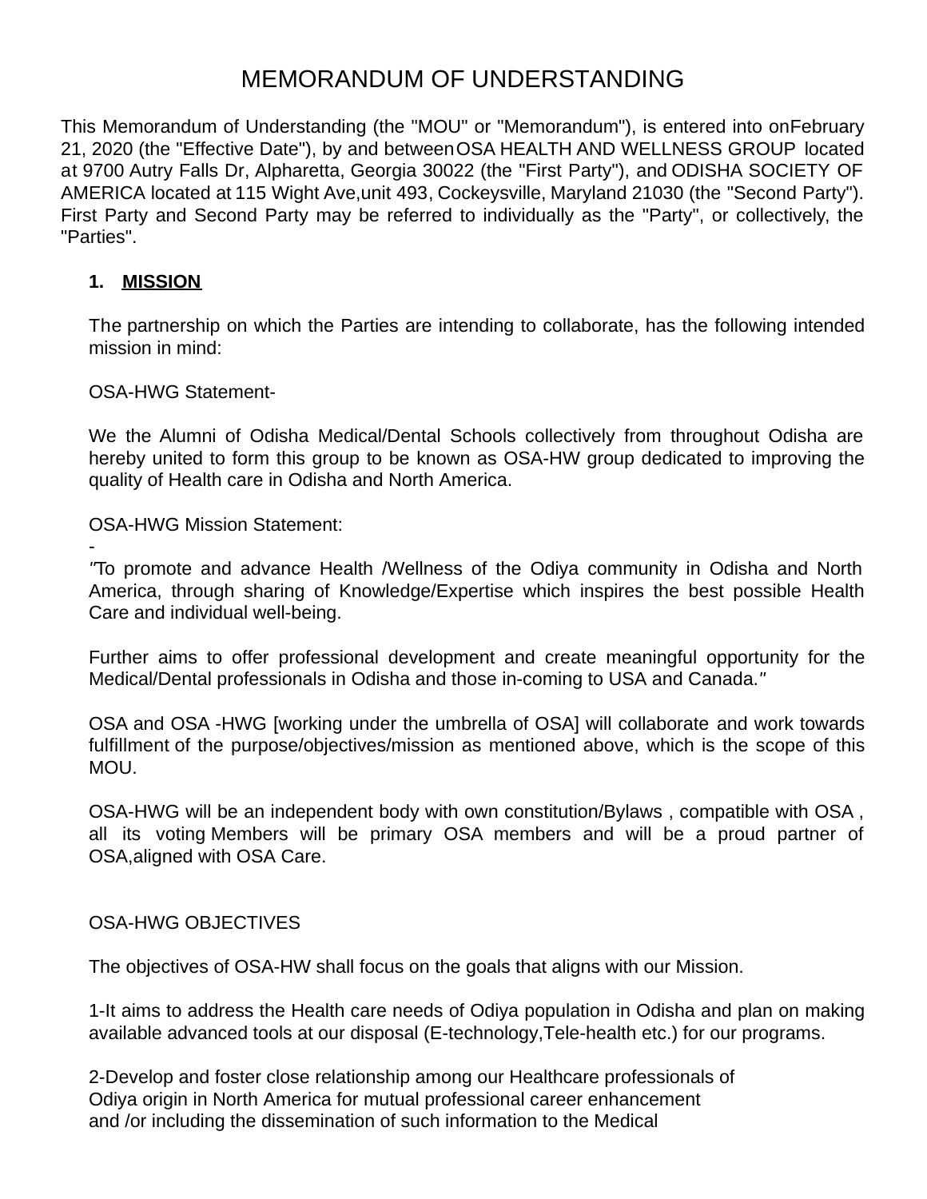# MEMORANDUM OF UNDERSTANDING

This Memorandum of Understanding (the "MOU" or "Memorandum"), is entered into onFebruary 21, 2020 (the "Effective Date"), by and betweenOSA HEALTH AND WELLNESS GROUP located at 9700 Autry Falls Dr, Alpharetta, Georgia 30022 (the "First Party"), and ODISHA SOCIETY OF AMERICA located at 115 Wight Ave,unit 493, Cockeysville, Maryland 21030 (the "Second Party"). First Party and Second Party may be referred to individually as the "Party", or collectively, the "Parties".

## 1. MISSION

The partnership on which the Parties are intending to collaborate, has the following intended mission in mind:

OSA-HWG Statement-

We the Alumni of Odisha Medical/Dental Schools collectively from throughout Odisha are hereby united to form this group to be known as OSA-HW group dedicated to improving the quality of Health care in Odisha and North America.

OSA-HWG Mission Statement:
-
"To promote and advance Health /Wellness of the Odiya community in Odisha and North America, through sharing of Knowledge/Expertise which inspires the best possible Health Care and individual well-being.

Further aims to offer professional development and create meaningful opportunity for the Medical/Dental professionals in Odisha and those in-coming to USA and Canada."

OSA and OSA -HWG [working under the umbrella of OSA] will collaborate and work towards fulfillment of the purpose/objectives/mission as mentioned above, which is the scope of this MOU.

OSA-HWG will be an independent body with own constitution/Bylaws , compatible with OSA , all its voting Members will be primary OSA members and will be a proud partner of OSA,aligned with OSA Care.

OSA-HWG OBJECTIVES

The objectives of OSA-HW shall focus on the goals that aligns with our Mission.

1-It aims to address the Health care needs of Odiya population in Odisha and plan on making available advanced tools at our disposal (E-technology,Tele-health etc.) for our programs.

2-Develop and foster close relationship among our Healthcare professionals of Odiya origin in North America for mutual professional career enhancement and /or including the dissemination of such information to the Medical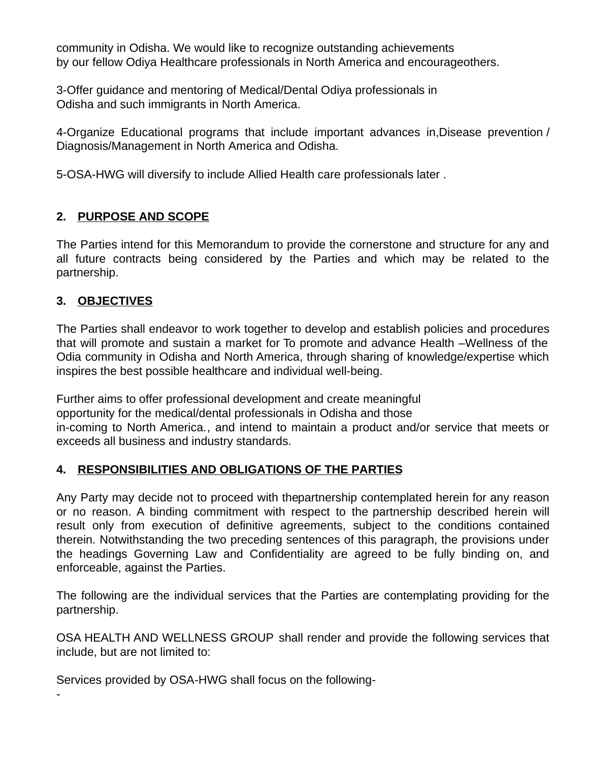community in Odisha. We would like to recognize outstanding achievements by our fellow Odiya Healthcare professionals in North America and encourageothers.

3-Offer guidance and mentoring of Medical/Dental Odiya professionals in Odisha and such immigrants in North America.

4-Organize Educational programs that include important advances in,Disease prevention / Diagnosis/Management in North America and Odisha.

5-OSA-HWG will diversify to include Allied Health care professionals later .

## 2. PURPOSE AND SCOPE

The Parties intend for this Memorandum to provide the cornerstone and structure for any and all future contracts being considered by the Parties and which may be related to the partnership.

## 3. OBJECTIVES

The Parties shall endeavor to work together to develop and establish policies and procedures that will promote and sustain a market for To promote and advance Health –Wellness of the Odia community in Odisha and North America, through sharing of knowledge/expertise which inspires the best possible healthcare and individual well-being.

Further aims to offer professional development and create meaningful opportunity for the medical/dental professionals in Odisha and those in-coming to North America., and intend to maintain a product and/or service that meets or exceeds all business and industry standards.

## 4. RESPONSIBILITIES AND OBLIGATIONS OF THE PARTIES

Any Party may decide not to proceed with thepartnership contemplated herein for any reason or no reason. A binding commitment with respect to the partnership described herein will result only from execution of definitive agreements, subject to the conditions contained therein. Notwithstanding the two preceding sentences of this paragraph, the provisions under the headings Governing Law and Confidentiality are agreed to be fully binding on, and enforceable, against the Parties.

The following are the individual services that the Parties are contemplating providing for the partnership.

OSA HEALTH AND WELLNESS GROUP shall render and provide the following services that include, but are not limited to:

Services provided by OSA-HWG shall focus on the following-

-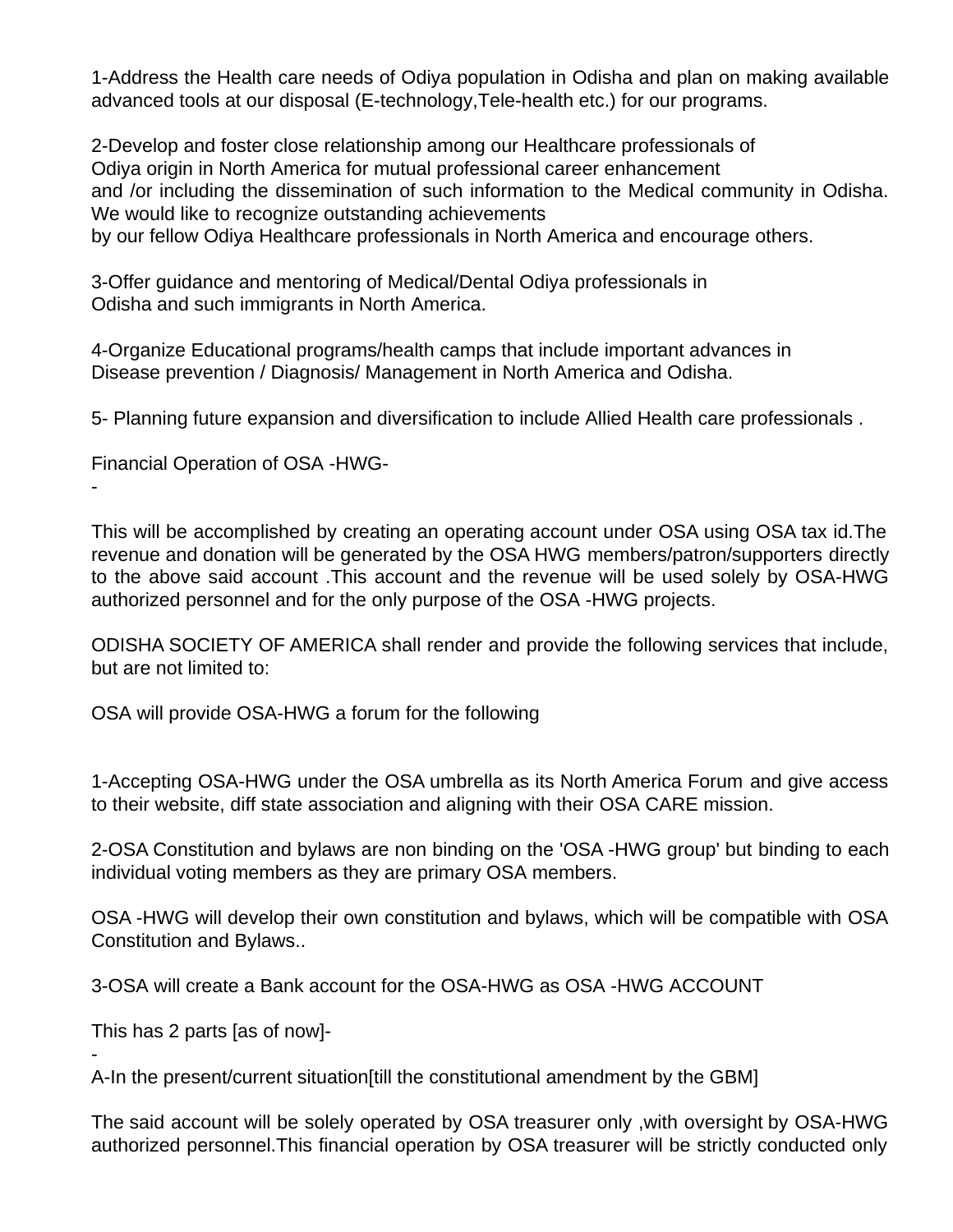1-Address the Health care needs of Odiya population in Odisha and plan on making available advanced tools at our disposal (E-technology,Tele-health etc.) for our programs.

2-Develop and foster close relationship among our Healthcare professionals of Odiya origin in North America for mutual professional career enhancement and /or including the dissemination of such information to the Medical community in Odisha. We would like to recognize outstanding achievements by our fellow Odiya Healthcare professionals in North America and encourage others.

3-Offer guidance and mentoring of Medical/Dental Odiya professionals in Odisha and such immigrants in North America.

4-Organize Educational programs/health camps that include important advances in Disease prevention / Diagnosis/ Management in North America and Odisha.

5- Planning future expansion and diversification to include Allied Health care professionals .

Financial Operation of OSA -HWG-

-

This will be accomplished by creating an operating account under OSA using OSA tax id.The revenue and donation will be generated by the OSA HWG members/patron/supporters directly to the above said account .This account and the revenue will be used solely by OSA-HWG authorized personnel and for the only purpose of the OSA -HWG projects.

ODISHA SOCIETY OF AMERICA shall render and provide the following services that include, but are not limited to:

OSA will provide OSA-HWG a forum for the following

1-Accepting OSA-HWG under the OSA umbrella as its North America Forum and give access to their website, diff state association and aligning with their OSA CARE mission.

2-OSA Constitution and bylaws are non binding on the 'OSA -HWG group' but binding to each individual voting members as they are primary OSA members.

OSA -HWG will develop their own constitution and bylaws, which will be compatible with OSA Constitution and Bylaws..

3-OSA will create a Bank account for the OSA-HWG as OSA -HWG ACCOUNT

This has 2 parts [as of now]-

-

A-In the present/current situation[till the constitutional amendment by the GBM]

The said account will be solely operated by OSA treasurer only ,with oversight by OSA-HWG authorized personnel.This financial operation by OSA treasurer will be strictly conducted only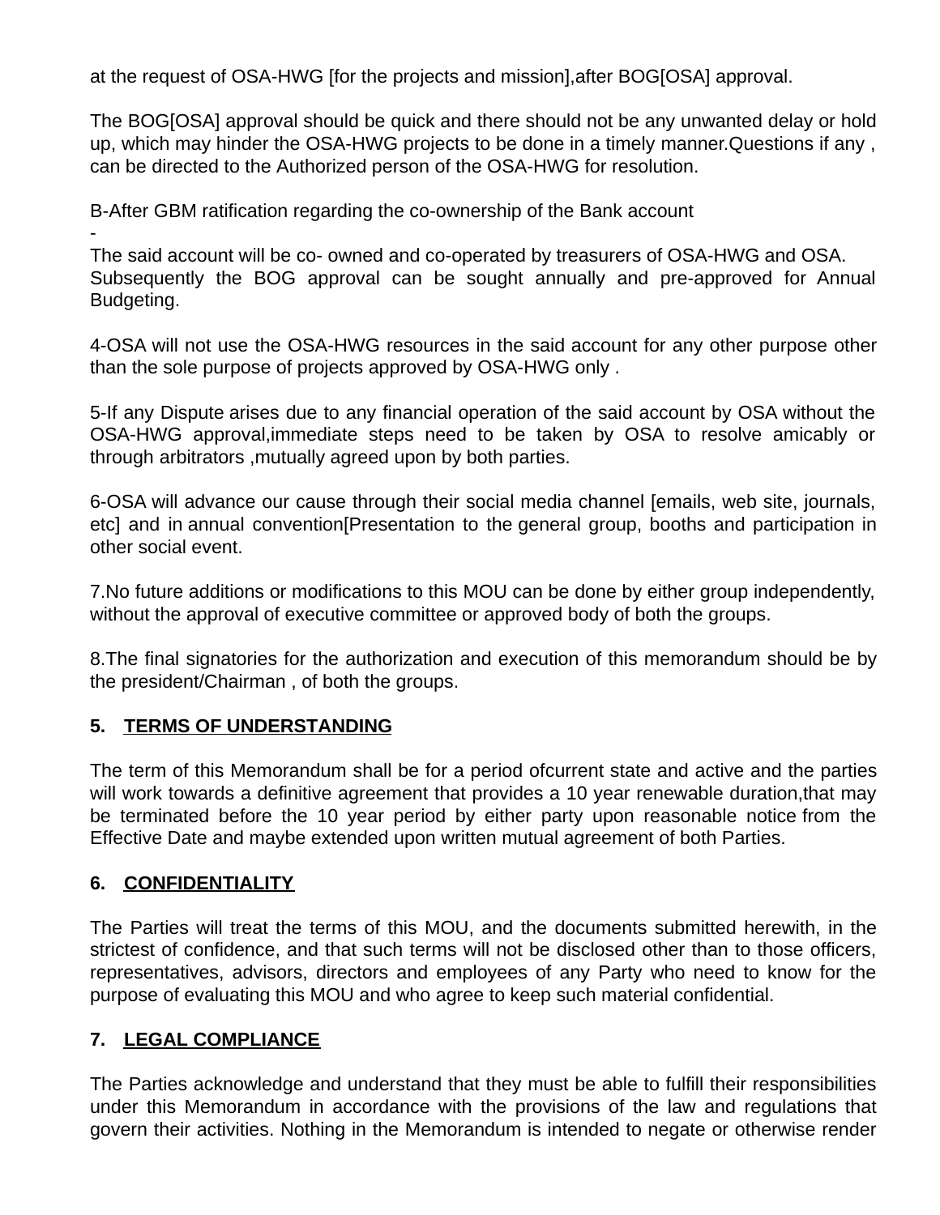at the request of OSA-HWG [for the projects and mission],after BOG[OSA] approval.

The BOG[OSA] approval should be quick and there should not be any unwanted delay or hold up, which may hinder the OSA-HWG projects to be done in a timely manner.Questions if any , can be directed to the Authorized person of the OSA-HWG for resolution.

B-After GBM ratification regarding the co-ownership of the Bank account
-
The said account will be co- owned and co-operated by treasurers of OSA-HWG and OSA. Subsequently the BOG approval can be sought annually and pre-approved for Annual Budgeting.

4-OSA will not use the OSA-HWG resources in the said account for any other purpose other than the sole purpose of projects approved by OSA-HWG only .

5-If any Dispute arises due to any financial operation of the said account by OSA without the OSA-HWG approval,immediate steps need to be taken by OSA to resolve amicably or through arbitrators ,mutually agreed upon by both parties.

6-OSA will advance our cause through their social media channel [emails, web site, journals, etc] and in annual convention[Presentation to the general group, booths and participation in other social event.

7.No future additions or modifications to this MOU can be done by either group independently, without the approval of executive committee or approved body of both the groups.

8.The final signatories for the authorization and execution of this memorandum should be by the president/Chairman , of both the groups.

**5. <u>TERMS OF UNDERSTANDING</u>**

The term of this Memorandum shall be for a period ofcurrent state and active and the parties will work towards a definitive agreement that provides a 10 year renewable duration,that may be terminated before the 10 year period by either party upon reasonable notice from the Effective Date and maybe extended upon written mutual agreement of both Parties.

**6. <u>CONFIDENTIALITY</u>**

The Parties will treat the terms of this MOU, and the documents submitted herewith, in the strictest of confidence, and that such terms will not be disclosed other than to those officers, representatives, advisors, directors and employees of any Party who need to know for the purpose of evaluating this MOU and who agree to keep such material confidential.

**7. <u>LEGAL COMPLIANCE</u>**

The Parties acknowledge and understand that they must be able to fulfill their responsibilities under this Memorandum in accordance with the provisions of the law and regulations that govern their activities. Nothing in the Memorandum is intended to negate or otherwise render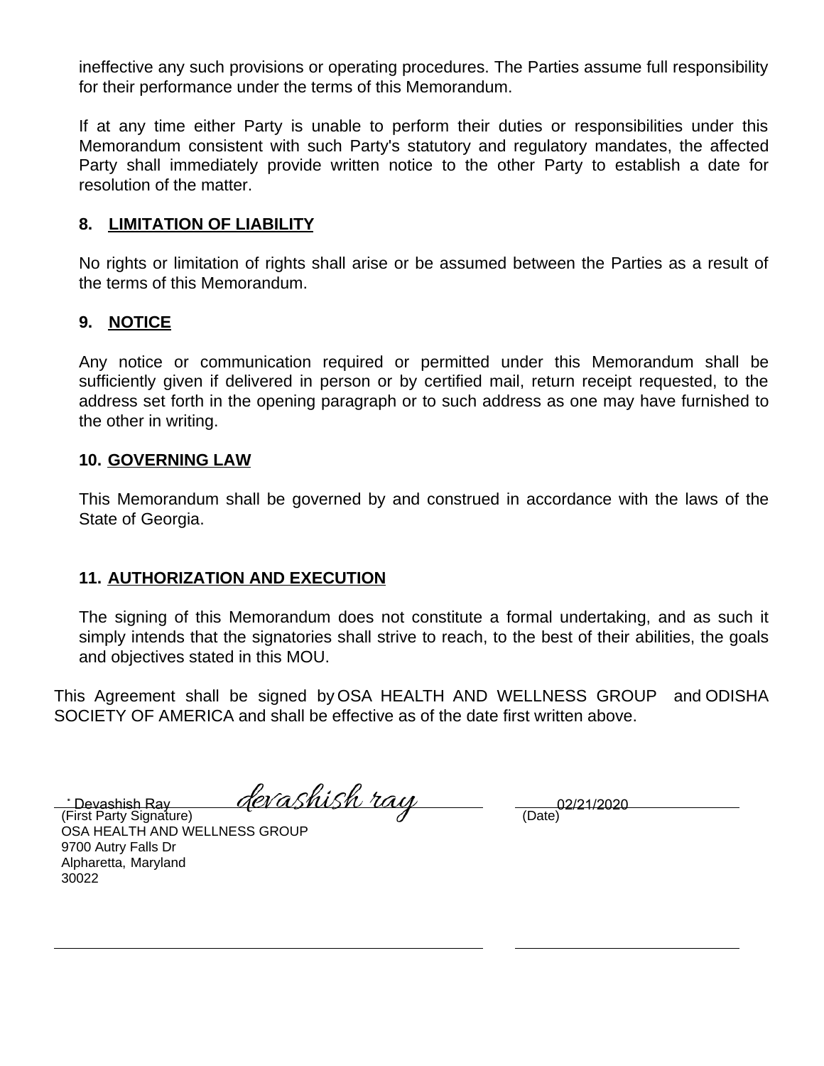ineffective any such provisions or operating procedures. The Parties assume full responsibility for their performance under the terms of this Memorandum.

If at any time either Party is unable to perform their duties or responsibilities under this Memorandum consistent with such Party's statutory and regulatory mandates, the affected Party shall immediately provide written notice to the other Party to establish a date for resolution of the matter.

## 8. LIMITATION OF LIABILITY

No rights or limitation of rights shall arise or be assumed between the Parties as a result of the terms of this Memorandum.

## 9. NOTICE

Any notice or communication required or permitted under this Memorandum shall be sufficiently given if delivered in person or by certified mail, return receipt requested, to the address set forth in the opening paragraph or to such address as one may have furnished to the other in writing.

## 10. GOVERNING LAW

This Memorandum shall be governed by and construed in accordance with the laws of the State of Georgia.

## 11. AUTHORIZATION AND EXECUTION

The signing of this Memorandum does not constitute a formal undertaking, and as such it simply intends that the signatories shall strive to reach, to the best of their abilities, the goals and objectives stated in this MOU.

This Agreement shall be signed by OSA HEALTH AND WELLNESS GROUP and ODISHA SOCIETY OF AMERICA and shall be effective as of the date first written above.

Devashish Ray *devashish ray* 02/21/2020
(First Party Signature) (Date)
OSA HEALTH AND WELLNESS GROUP
9700 Autry Falls Dr
Alpharetta, Maryland
30022

_______________________________ _______________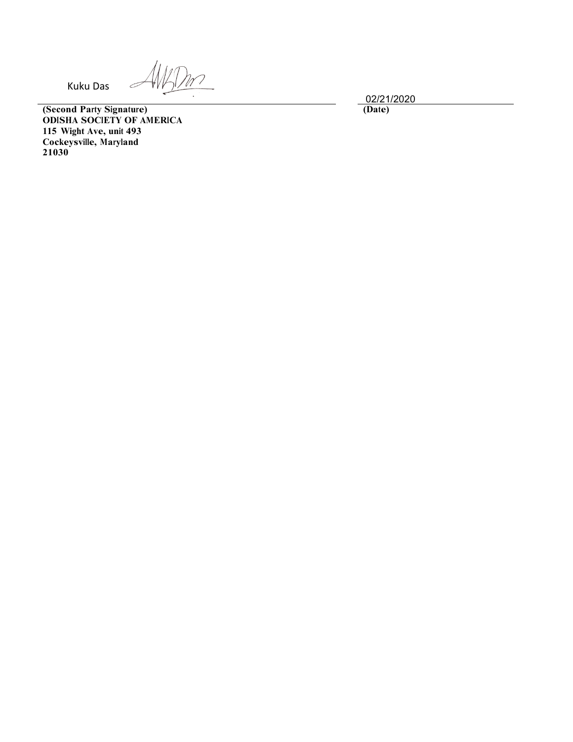Kuku Das

**(Second Party Signature)**
**ODISHA SOCIETY OF AMERICA**
**115 Wight Ave, unit 493**
**Cockeysville, Maryland**
**21030**

02/21/2020
**(Date)**